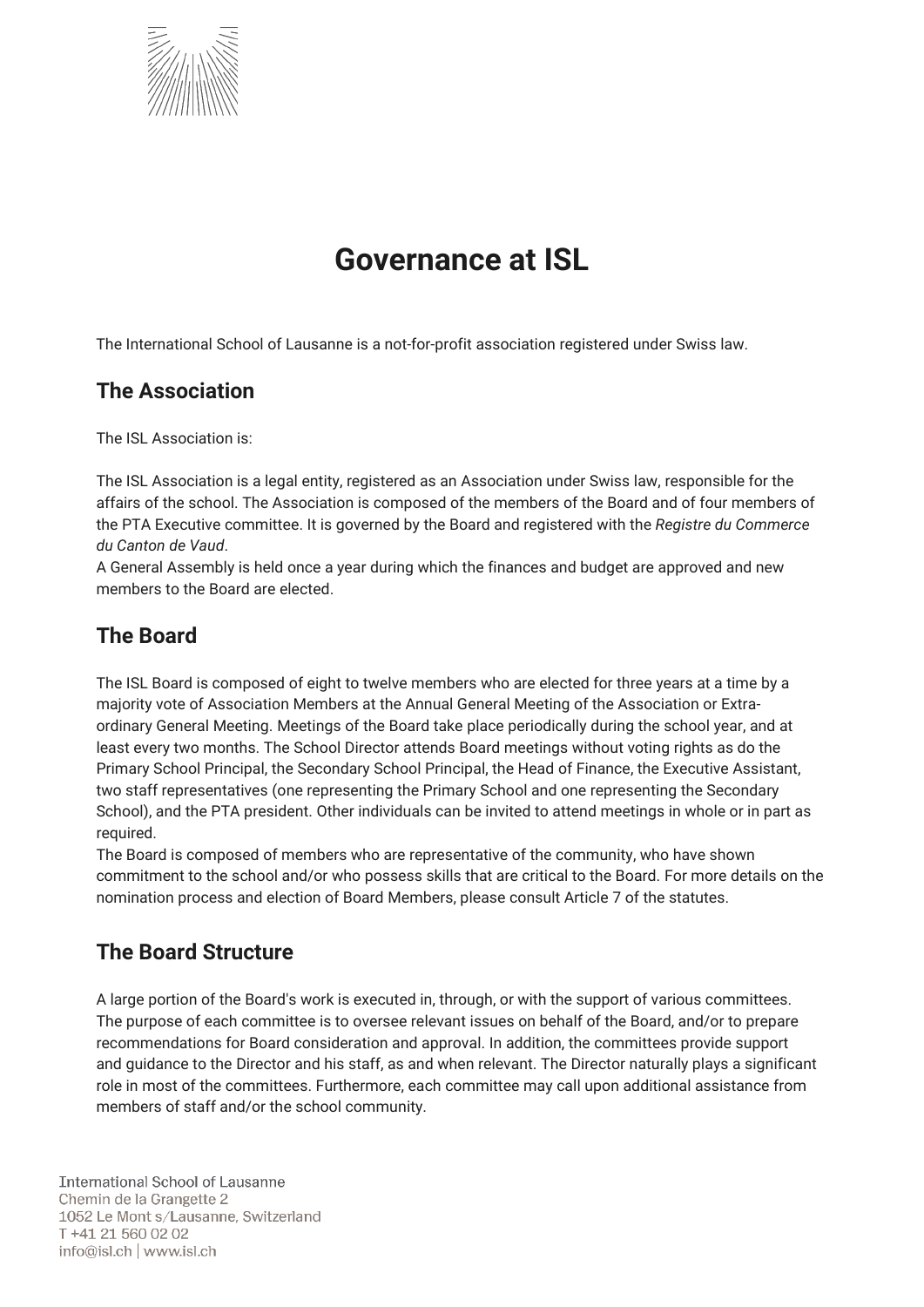# Governance at ISL

The International School of Lausanne is a not-for-profit association registered under Swiss law.

## The Association

The ISL Association is:

The ISL Association is a legal entity, registered as an Association under Swiss law, responsible for the affairs of the school. The Association is composed of the members of the Board and of four members of the PTA Executive committee. It is governed by the Board and registered with the *Registre du Commerce du Canton de Vaud*.
A General Assembly is held once a year during which the finances and budget are approved and new members to the Board are elected.

## The Board

The ISL Board is composed of eight to twelve members who are elected for three years at a time by a majority vote of Association Members at the Annual General Meeting of the Association or Extra-ordinary General Meeting. Meetings of the Board take place periodically during the school year, and at least every two months. The School Director attends Board meetings without voting rights as do the Primary School Principal, the Secondary School Principal, the Head of Finance, the Executive Assistant, two staff representatives (one representing the Primary School and one representing the Secondary School), and the PTA president. Other individuals can be invited to attend meetings in whole or in part as required.
The Board is composed of members who are representative of the community, who have shown commitment to the school and/or who possess skills that are critical to the Board. For more details on the nomination process and election of Board Members, please consult Article 7 of the statutes.

## The Board Structure

A large portion of the Board's work is executed in, through, or with the support of various committees. The purpose of each committee is to oversee relevant issues on behalf of the Board, and/or to prepare recommendations for Board consideration and approval. In addition, the committees provide support and guidance to the Director and his staff, as and when relevant. The Director naturally plays a significant role in most of the committees. Furthermore, each committee may call upon additional assistance from members of staff and/or the school community.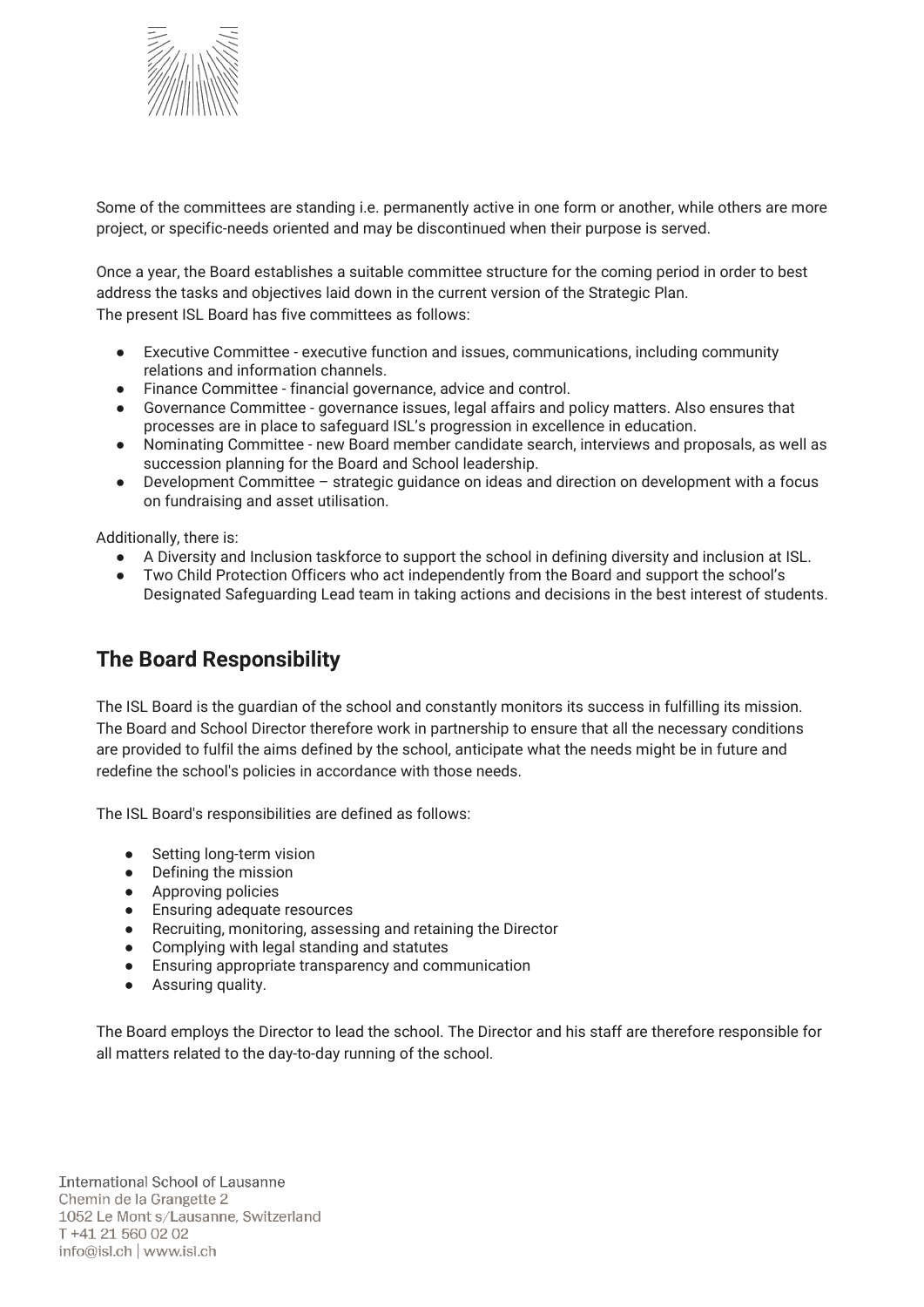Some of the committees are standing i.e. permanently active in one form or another, while others are more project, or specific-needs oriented and may be discontinued when their purpose is served.

Once a year, the Board establishes a suitable committee structure for the coming period in order to best address the tasks and objectives laid down in the current version of the Strategic Plan.
The present ISL Board has five committees as follows:

- Executive Committee - executive function and issues, communications, including community relations and information channels.
- Finance Committee - financial governance, advice and control.
- Governance Committee - governance issues, legal affairs and policy matters. Also ensures that processes are in place to safeguard ISL's progression in excellence in education.
- Nominating Committee - new Board member candidate search, interviews and proposals, as well as succession planning for the Board and School leadership.
- Development Committee – strategic guidance on ideas and direction on development with a focus on fundraising and asset utilisation.

Additionally, there is:

- A Diversity and Inclusion taskforce to support the school in defining diversity and inclusion at ISL.
- Two Child Protection Officers who act independently from the Board and support the school's Designated Safeguarding Lead team in taking actions and decisions in the best interest of students.

## The Board Responsibility

The ISL Board is the guardian of the school and constantly monitors its success in fulfilling its mission. The Board and School Director therefore work in partnership to ensure that all the necessary conditions are provided to fulfil the aims defined by the school, anticipate what the needs might be in future and redefine the school's policies in accordance with those needs.

The ISL Board's responsibilities are defined as follows:

- Setting long-term vision
- Defining the mission
- Approving policies
- Ensuring adequate resources
- Recruiting, monitoring, assessing and retaining the Director
- Complying with legal standing and statutes
- Ensuring appropriate transparency and communication
- Assuring quality.

The Board employs the Director to lead the school. The Director and his staff are therefore responsible for all matters related to the day-to-day running of the school.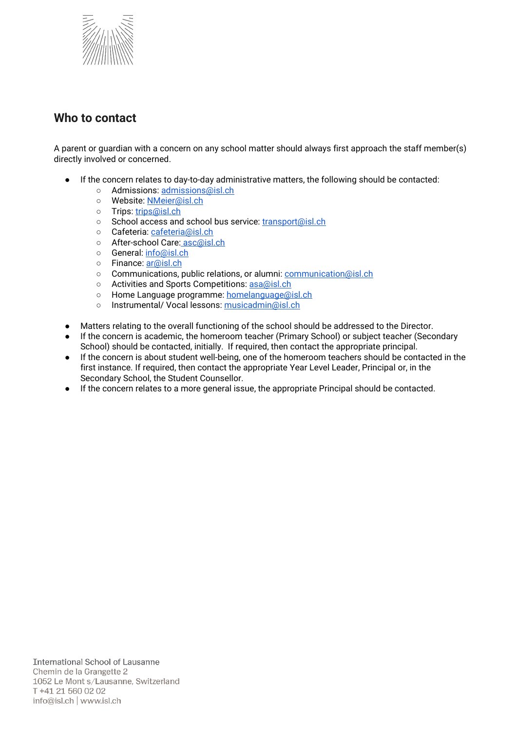## Who to contact

A parent or guardian with a concern on any school matter should always first approach the staff member(s) directly involved or concerned.

- If the concern relates to day-to-day administrative matters, the following should be contacted:
  - Admissions: admissions@isl.ch
  - Website: NMeier@isl.ch
  - Trips: trips@isl.ch
  - School access and school bus service: transport@isl.ch
  - Cafeteria: cafeteria@isl.ch
  - After-school Care: asc@isl.ch
  - General: info@isl.ch
  - Finance: ar@isl.ch
  - Communications, public relations, or alumni: communication@isl.ch
  - Activities and Sports Competitions: asa@isl.ch
  - Home Language programme: homelanguage@isl.ch
  - Instrumental/ Vocal lessons: musicadmin@isl.ch

- Matters relating to the overall functioning of the school should be addressed to the Director.
- If the concern is academic, the homeroom teacher (Primary School) or subject teacher (Secondary School) should be contacted, initially. If required, then contact the appropriate principal.
- If the concern is about student well-being, one of the homeroom teachers should be contacted in the first instance. If required, then contact the appropriate Year Level Leader, Principal or, in the Secondary School, the Student Counsellor.
- If the concern relates to a more general issue, the appropriate Principal should be contacted.

International School of Lausanne
Chemin de la Grangette 2
1052 Le Mont s/Lausanne, Switzerland
T +41 21 560 02 02
info@isl.ch | www.isl.ch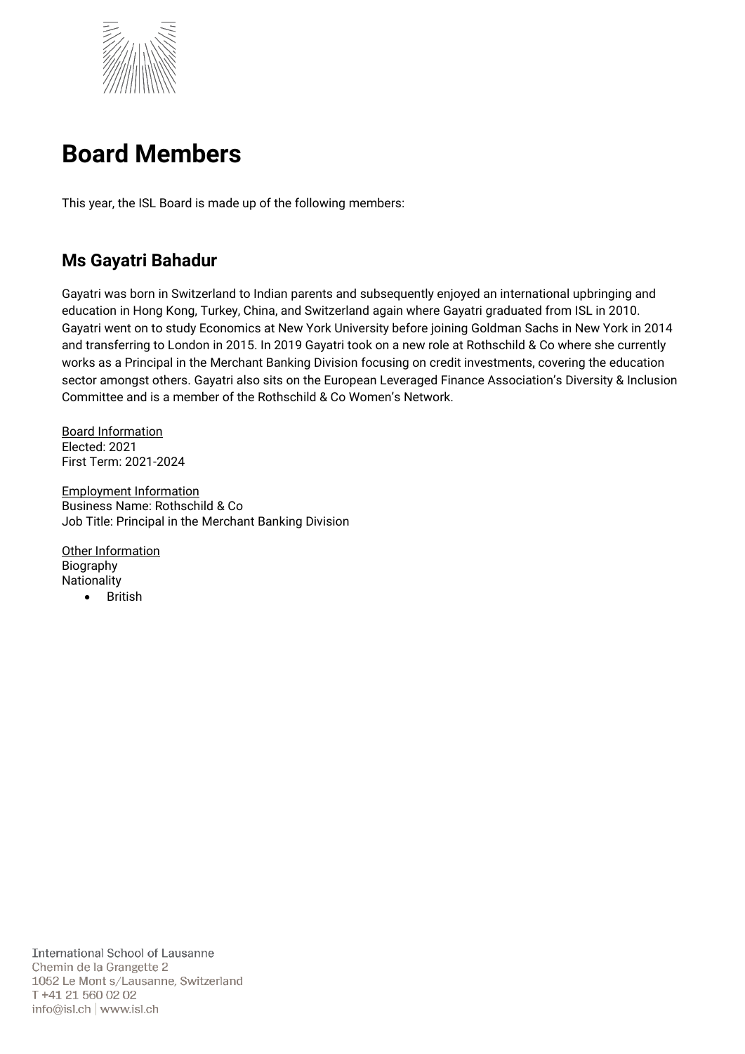# Board Members

This year, the ISL Board is made up of the following members:

## Ms Gayatri Bahadur

Gayatri was born in Switzerland to Indian parents and subsequently enjoyed an international upbringing and education in Hong Kong, Turkey, China, and Switzerland again where Gayatri graduated from ISL in 2010. Gayatri went on to study Economics at New York University before joining Goldman Sachs in New York in 2014 and transferring to London in 2015. In 2019 Gayatri took on a new role at Rothschild & Co where she currently works as a Principal in the Merchant Banking Division focusing on credit investments, covering the education sector amongst others. Gayatri also sits on the European Leveraged Finance Association's Diversity & Inclusion Committee and is a member of the Rothschild & Co Women's Network.

<u>Board Information</u>
Elected: 2021
First Term: 2021-2024

<u>Employment Information</u>
Business Name: Rothschild & Co
Job Title: Principal in the Merchant Banking Division

<u>Other Information</u>
Biography
Nationality

- British

International School of Lausanne
Chemin de la Grangette 2
1052 Le Mont s/Lausanne, Switzerland
T +41 21 560 02 02
info@isl.ch | www.isl.ch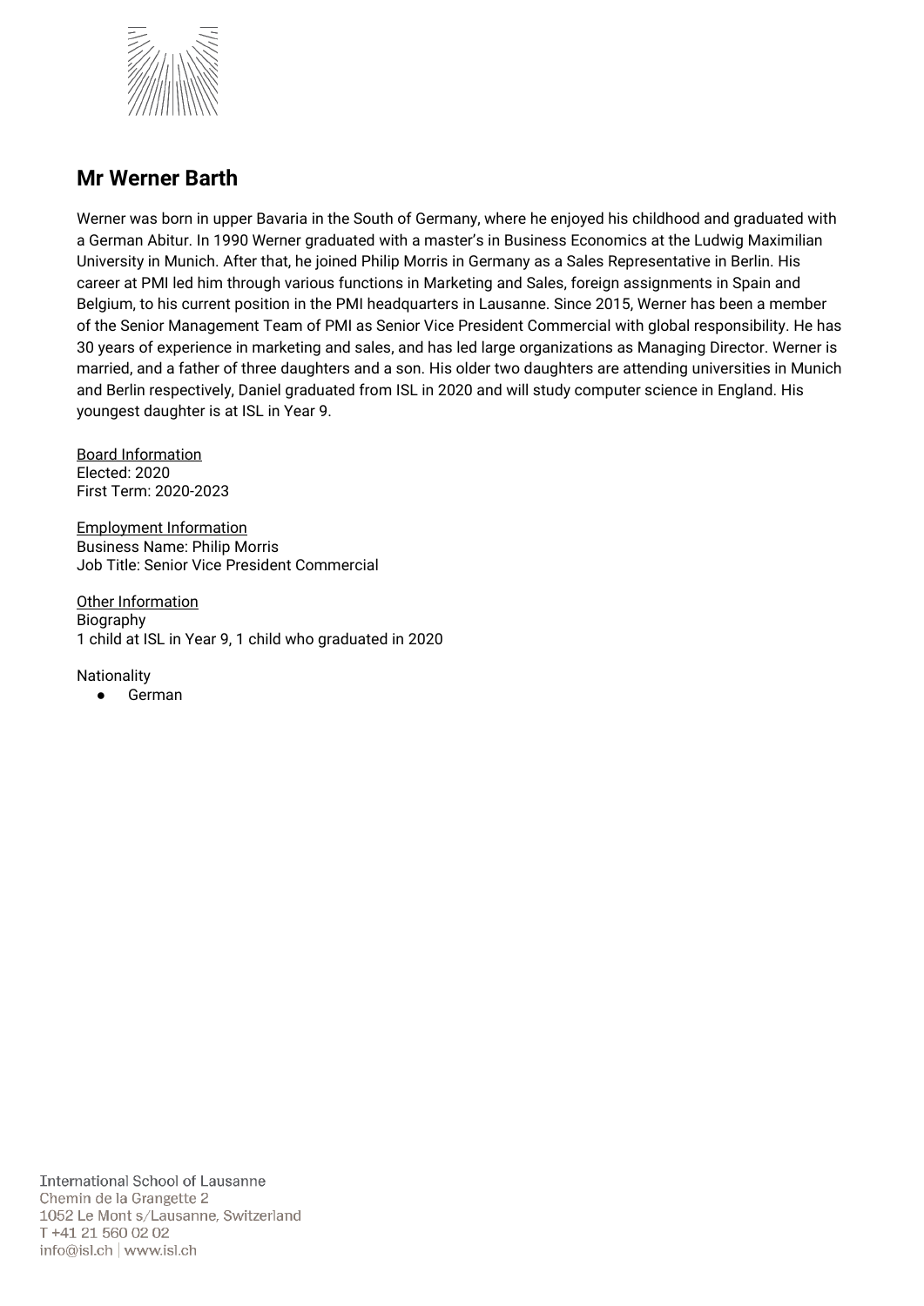## Mr Werner Barth

Werner was born in upper Bavaria in the South of Germany, where he enjoyed his childhood and graduated with a German Abitur. In 1990 Werner graduated with a master's in Business Economics at the Ludwig Maximilian University in Munich. After that, he joined Philip Morris in Germany as a Sales Representative in Berlin. His career at PMI led him through various functions in Marketing and Sales, foreign assignments in Spain and Belgium, to his current position in the PMI headquarters in Lausanne. Since 2015, Werner has been a member of the Senior Management Team of PMI as Senior Vice President Commercial with global responsibility. He has 30 years of experience in marketing and sales, and has led large organizations as Managing Director. Werner is married, and a father of three daughters and a son. His older two daughters are attending universities in Munich and Berlin respectively, Daniel graduated from ISL in 2020 and will study computer science in England. His youngest daughter is at ISL in Year 9.

Board Information
Elected: 2020
First Term: 2020-2023

Employment Information
Business Name: Philip Morris
Job Title: Senior Vice President Commercial

Other Information
Biography
1 child at ISL in Year 9, 1 child who graduated in 2020

Nationality

- German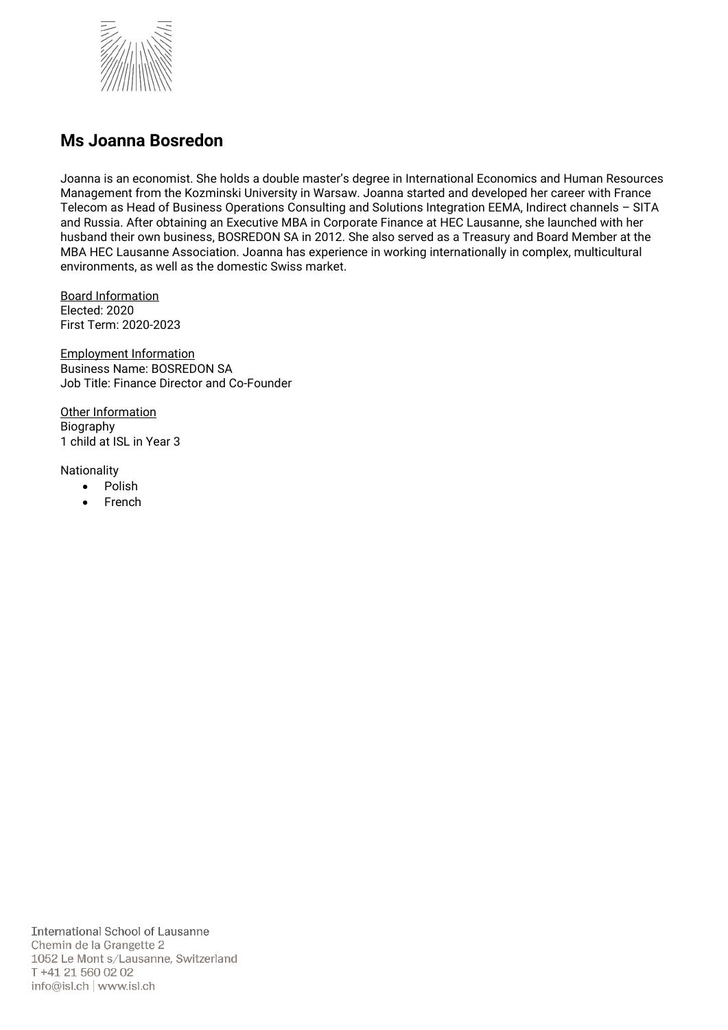## Ms Joanna Bosredon

Joanna is an economist. She holds a double master's degree in International Economics and Human Resources Management from the Kozminski University in Warsaw. Joanna started and developed her career with France Telecom as Head of Business Operations Consulting and Solutions Integration EEMA, Indirect channels – SITA and Russia. After obtaining an Executive MBA in Corporate Finance at HEC Lausanne, she launched with her husband their own business, BOSREDON SA in 2012. She also served as a Treasury and Board Member at the MBA HEC Lausanne Association. Joanna has experience in working internationally in complex, multicultural environments, as well as the domestic Swiss market.

Board Information
Elected: 2020
First Term: 2020-2023

Employment Information
Business Name: BOSREDON SA
Job Title: Finance Director and Co-Founder

Other Information
Biography
1 child at ISL in Year 3

Nationality

- Polish
- French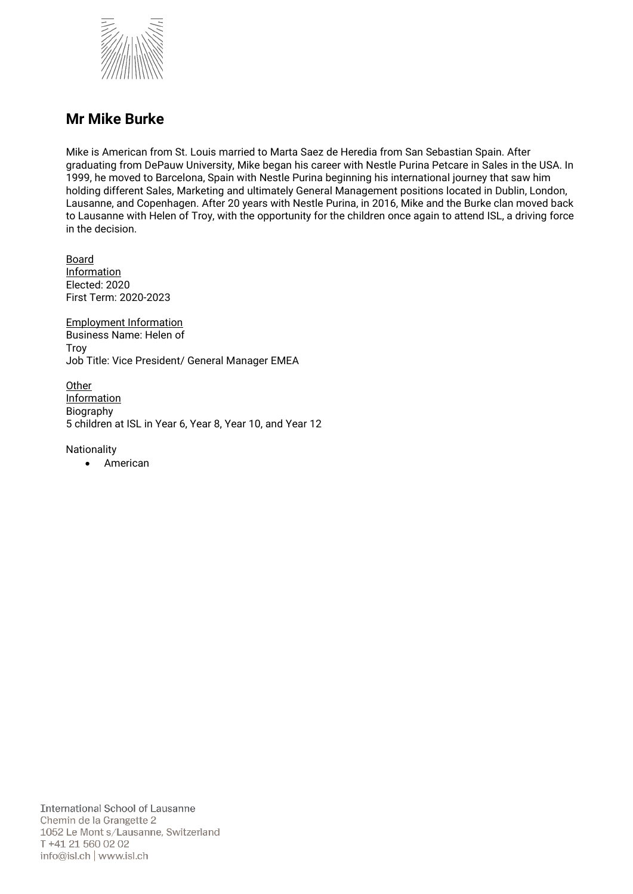## Mr Mike Burke

Mike is American from St. Louis married to Marta Saez de Heredia from San Sebastian Spain. After graduating from DePauw University, Mike began his career with Nestle Purina Petcare in Sales in the USA. In 1999, he moved to Barcelona, Spain with Nestle Purina beginning his international journey that saw him holding different Sales, Marketing and ultimately General Management positions located in Dublin, London, Lausanne, and Copenhagen. After 20 years with Nestle Purina, in 2016, Mike and the Burke clan moved back to Lausanne with Helen of Troy, with the opportunity for the children once again to attend ISL, a driving force in the decision.

Board Information
Elected: 2020
First Term: 2020-2023

Employment Information
Business Name: Helen of Troy
Job Title: Vice President/ General Manager EMEA

Other Information
Biography
5 children at ISL in Year 6, Year 8, Year 10, and Year 12

Nationality

- American

International School of Lausanne
Chemin de la Grangette 2
1052 Le Mont s/Lausanne, Switzerland
T +41 21 560 02 02
info@isl.ch | www.isl.ch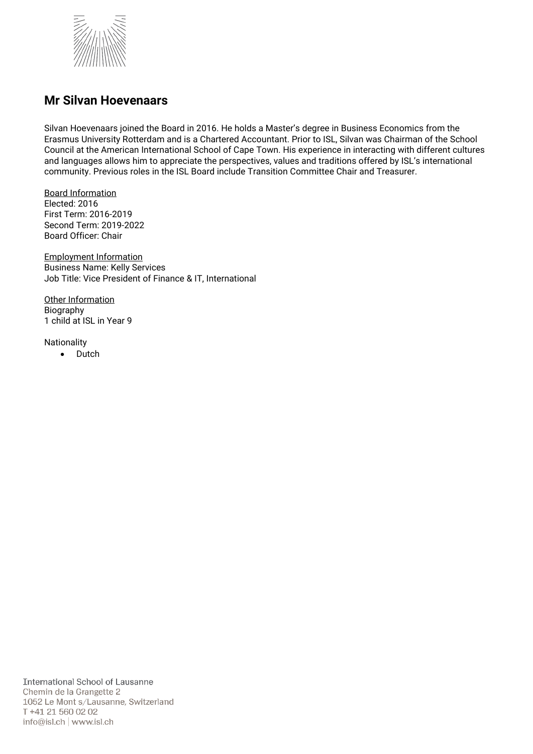## Mr Silvan Hoevenaars

Silvan Hoevenaars joined the Board in 2016. He holds a Master's degree in Business Economics from the Erasmus University Rotterdam and is a Chartered Accountant. Prior to ISL, Silvan was Chairman of the School Council at the American International School of Cape Town. His experience in interacting with different cultures and languages allows him to appreciate the perspectives, values and traditions offered by ISL's international community. Previous roles in the ISL Board include Transition Committee Chair and Treasurer.

Board Information
Elected: 2016
First Term: 2016-2019
Second Term: 2019-2022
Board Officer: Chair

Employment Information
Business Name: Kelly Services
Job Title: Vice President of Finance & IT, International

Other Information
Biography
1 child at ISL in Year 9

Nationality

- Dutch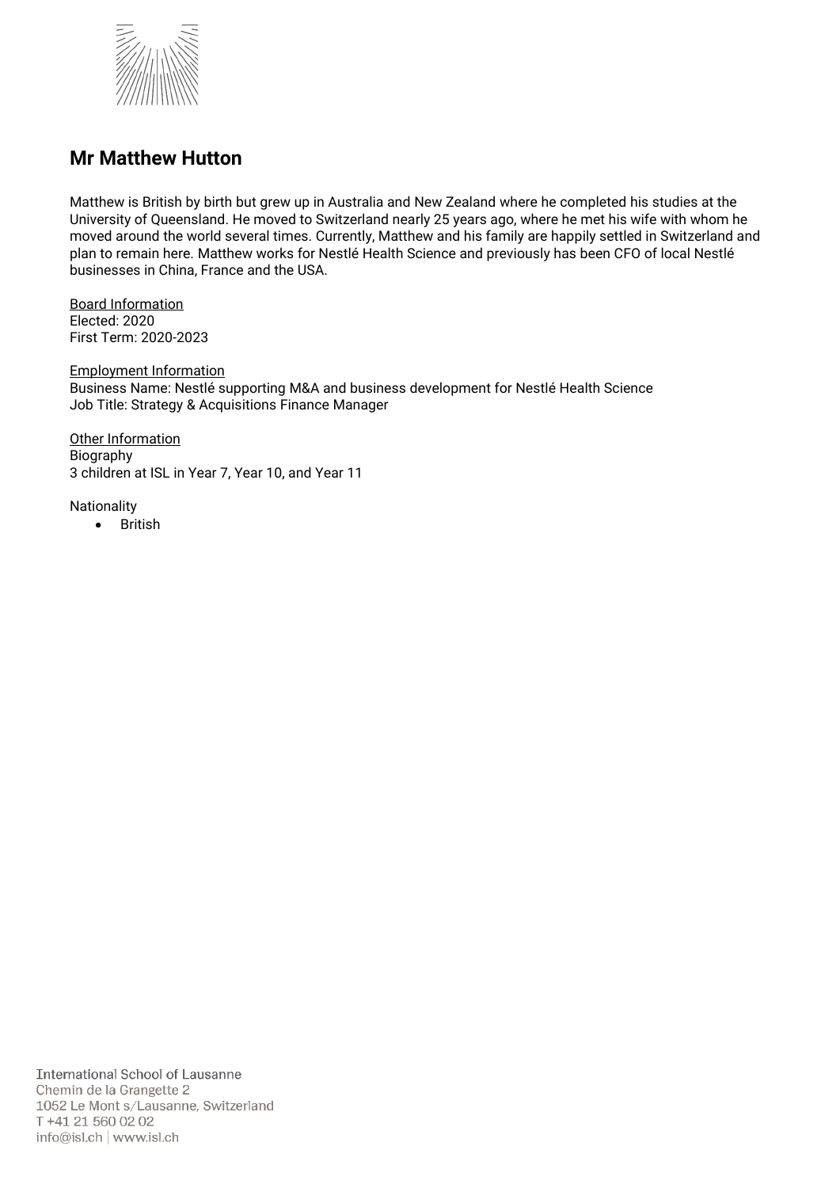## Mr Matthew Hutton

Matthew is British by birth but grew up in Australia and New Zealand where he completed his studies at the University of Queensland. He moved to Switzerland nearly 25 years ago, where he met his wife with whom he moved around the world several times. Currently, Matthew and his family are happily settled in Switzerland and plan to remain here. Matthew works for Nestlé Health Science and previously has been CFO of local Nestlé businesses in China, France and the USA.

Board Information
Elected: 2020
First Term: 2020-2023

Employment Information
Business Name: Nestlé supporting M&A and business development for Nestlé Health Science
Job Title: Strategy & Acquisitions Finance Manager

Other Information
Biography
3 children at ISL in Year 7, Year 10, and Year 11

Nationality

- British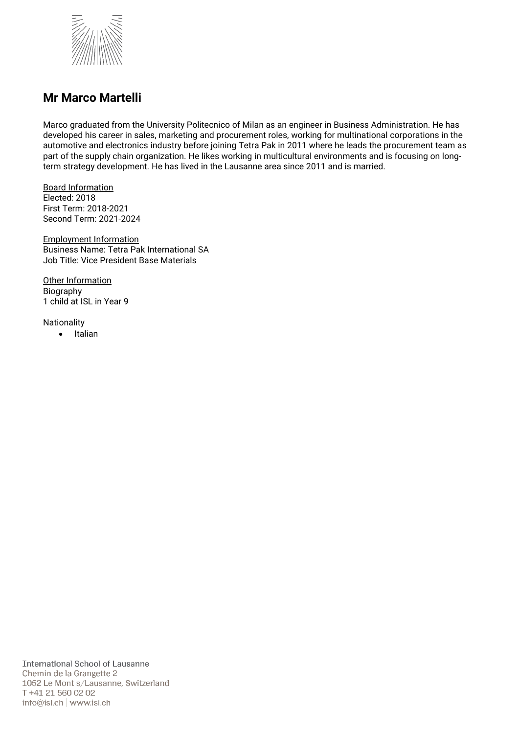## Mr Marco Martelli

Marco graduated from the University Politecnico of Milan as an engineer in Business Administration. He has developed his career in sales, marketing and procurement roles, working for multinational corporations in the automotive and electronics industry before joining Tetra Pak in 2011 where he leads the procurement team as part of the supply chain organization. He likes working in multicultural environments and is focusing on long-term strategy development. He has lived in the Lausanne area since 2011 and is married.

Board Information
Elected: 2018
First Term: 2018-2021
Second Term: 2021-2024

Employment Information
Business Name: Tetra Pak International SA
Job Title: Vice President Base Materials

Other Information
Biography
1 child at ISL in Year 9

Nationality

- Italian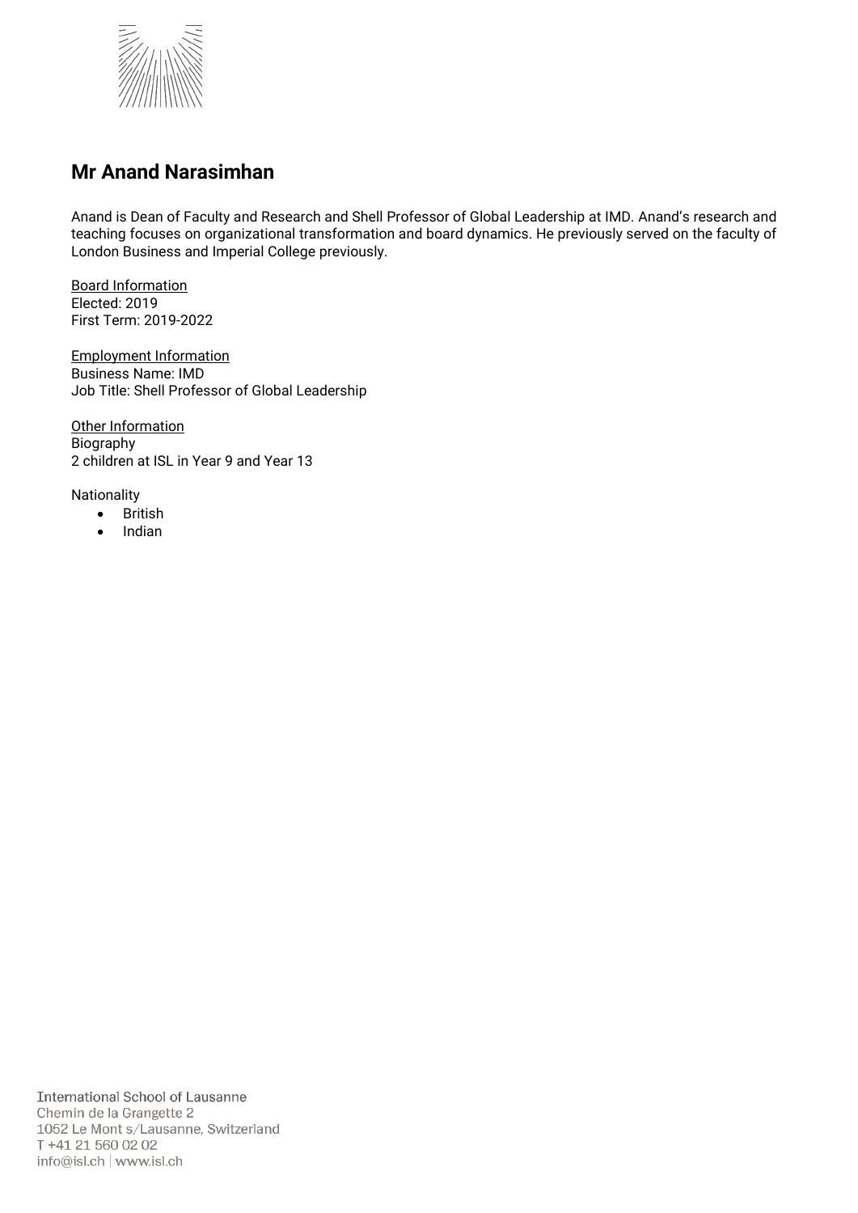## Mr Anand Narasimhan

Anand is Dean of Faculty and Research and Shell Professor of Global Leadership at IMD. Anand's research and teaching focuses on organizational transformation and board dynamics. He previously served on the faculty of London Business and Imperial College previously.

Board Information
Elected: 2019
First Term: 2019-2022

Employment Information
Business Name: IMD
Job Title: Shell Professor of Global Leadership

Other Information
Biography
2 children at ISL in Year 9 and Year 13

Nationality

- British
- Indian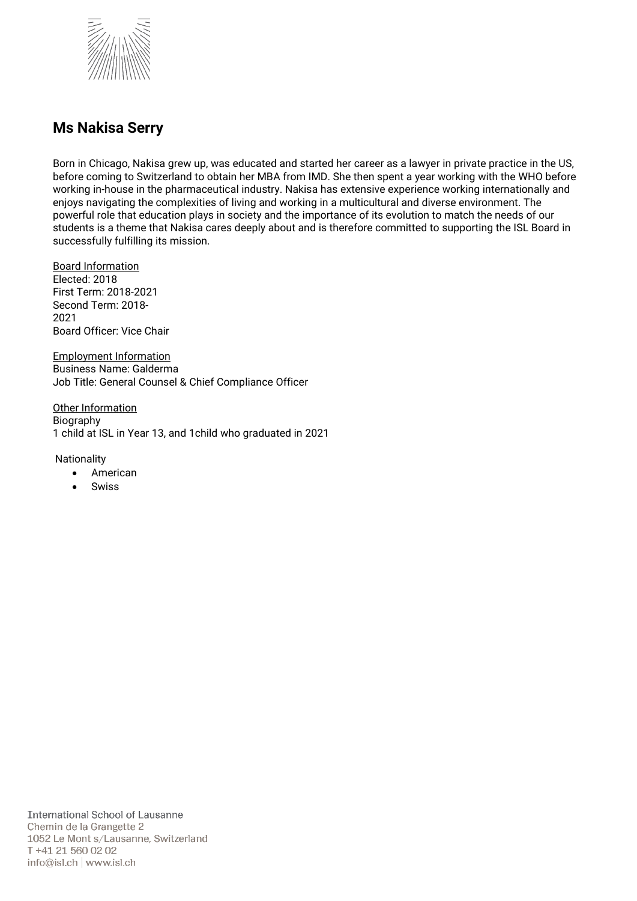## Ms Nakisa Serry

Born in Chicago, Nakisa grew up, was educated and started her career as a lawyer in private practice in the US, before coming to Switzerland to obtain her MBA from IMD. She then spent a year working with the WHO before working in-house in the pharmaceutical industry. Nakisa has extensive experience working internationally and enjoys navigating the complexities of living and working in a multicultural and diverse environment. The powerful role that education plays in society and the importance of its evolution to match the needs of our students is a theme that Nakisa cares deeply about and is therefore committed to supporting the ISL Board in successfully fulfilling its mission.

Board Information
Elected: 2018
First Term: 2018-2021
Second Term: 2018-2021
Board Officer: Vice Chair

Employment Information
Business Name: Galderma
Job Title: General Counsel & Chief Compliance Officer

Other Information
Biography
1 child at ISL in Year 13, and 1child who graduated in 2021

Nationality

- American
- Swiss

International School of Lausanne
Chemin de la Grangette 2
1052 Le Mont s/Lausanne, Switzerland
T +41 21 560 02 02
info@isl.ch | www.isl.ch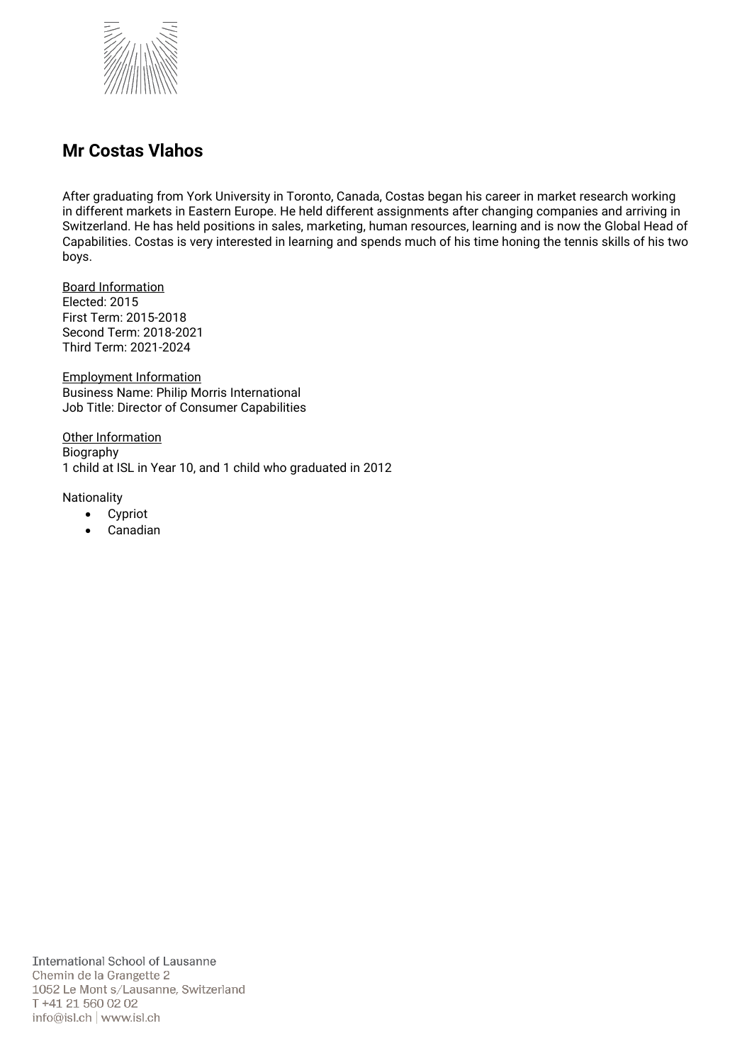## Mr Costas Vlahos

After graduating from York University in Toronto, Canada, Costas began his career in market research working in different markets in Eastern Europe. He held different assignments after changing companies and arriving in Switzerland. He has held positions in sales, marketing, human resources, learning and is now the Global Head of Capabilities. Costas is very interested in learning and spends much of his time honing the tennis skills of his two boys.

Board Information
Elected: 2015
First Term: 2015-2018
Second Term: 2018-2021
Third Term: 2021-2024

Employment Information
Business Name: Philip Morris International
Job Title: Director of Consumer Capabilities

Other Information
Biography
1 child at ISL in Year 10, and 1 child who graduated in 2012

Nationality

- Cypriot
- Canadian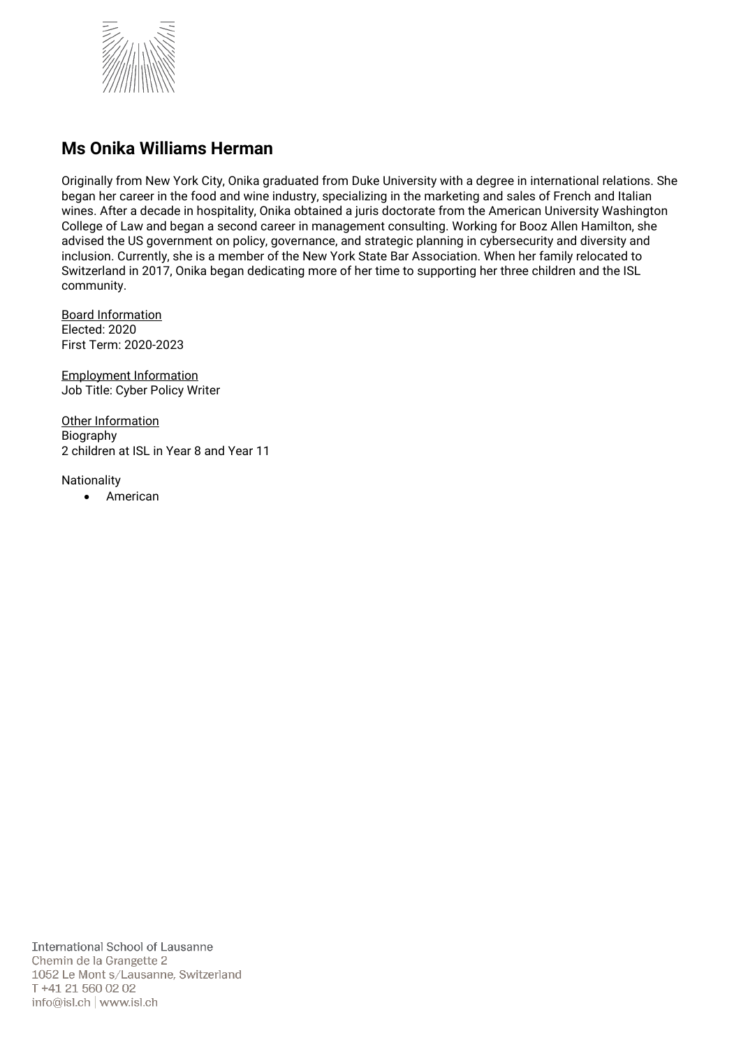## Ms Onika Williams Herman

Originally from New York City, Onika graduated from Duke University with a degree in international relations. She began her career in the food and wine industry, specializing in the marketing and sales of French and Italian wines. After a decade in hospitality, Onika obtained a juris doctorate from the American University Washington College of Law and began a second career in management consulting. Working for Booz Allen Hamilton, she advised the US government on policy, governance, and strategic planning in cybersecurity and diversity and inclusion. Currently, she is a member of the New York State Bar Association. When her family relocated to Switzerland in 2017, Onika began dedicating more of her time to supporting her three children and the ISL community.

<u>Board Information</u>
Elected: 2020
First Term: 2020-2023

<u>Employment Information</u>
Job Title: Cyber Policy Writer

<u>Other Information</u>
Biography
2 children at ISL in Year 8 and Year 11

Nationality

- American

International School of Lausanne
Chemin de la Grangette 2
1052 Le Mont s/Lausanne, Switzerland
T +41 21 560 02 02
info@isl.ch | www.isl.ch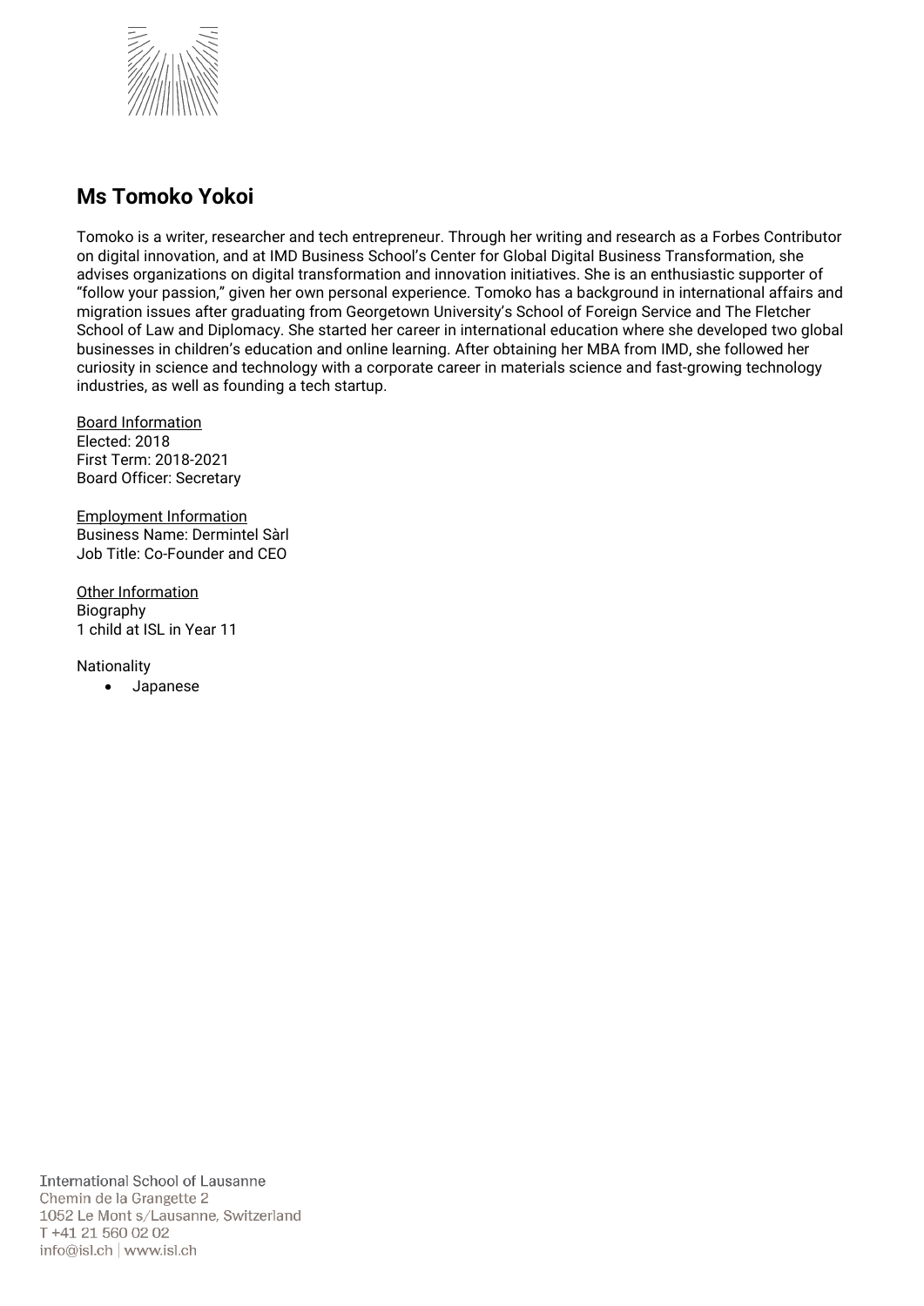## Ms Tomoko Yokoi

Tomoko is a writer, researcher and tech entrepreneur. Through her writing and research as a Forbes Contributor on digital innovation, and at IMD Business School's Center for Global Digital Business Transformation, she advises organizations on digital transformation and innovation initiatives. She is an enthusiastic supporter of "follow your passion," given her own personal experience. Tomoko has a background in international affairs and migration issues after graduating from Georgetown University's School of Foreign Service and The Fletcher School of Law and Diplomacy. She started her career in international education where she developed two global businesses in children's education and online learning. After obtaining her MBA from IMD, she followed her curiosity in science and technology with a corporate career in materials science and fast-growing technology industries, as well as founding a tech startup.

Board Information
Elected: 2018
First Term: 2018-2021
Board Officer: Secretary

Employment Information
Business Name: Dermintel Sàrl
Job Title: Co-Founder and CEO

Other Information
Biography
1 child at ISL in Year 11

Nationality

- Japanese

International School of Lausanne
Chemin de la Grangette 2
1052 Le Mont s/Lausanne, Switzerland
T +41 21 560 02 02
info@isl.ch | www.isl.ch